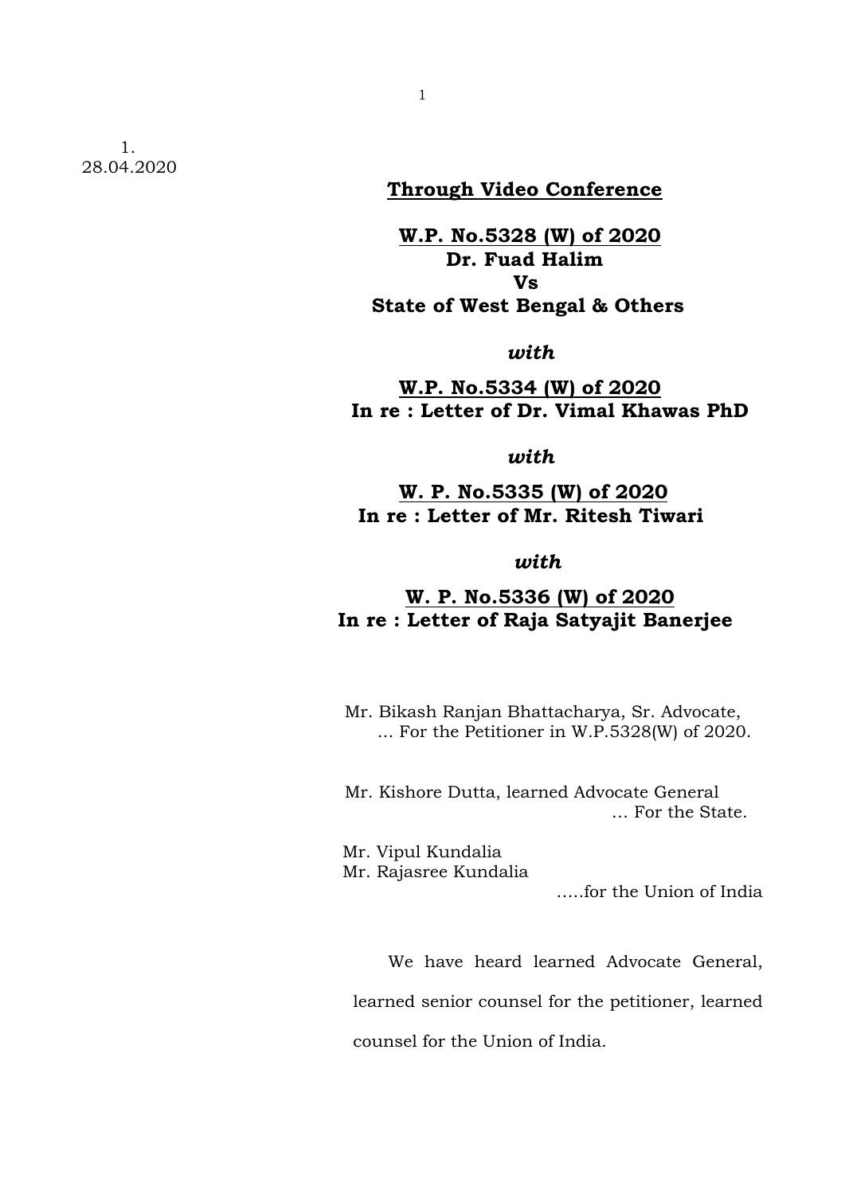1.
28.04.2020

**Through Video Conference**

**W.P. No.5328 (W) of 2020**
**Dr. Fuad Halim**
**Vs**
**State of West Bengal & Others**

***with***

**W.P. No.5334 (W) of 2020**
**In re : Letter of Dr. Vimal Khawas PhD**

***with***

**W. P. No.5335 (W) of 2020**
**In re : Letter of Mr. Ritesh Tiwari**

***with***

**W. P. No.5336 (W) of 2020**
**In re : Letter of Raja Satyajit Banerjee**

Mr. Bikash Ranjan Bhattacharya, Sr. Advocate,
... For the Petitioner in W.P.5328(W) of 2020.

Mr. Kishore Dutta, learned Advocate General
... For the State.

Mr. Vipul Kundalia
Mr. Rajasree Kundalia
.....for the Union of India

We have heard learned Advocate General, learned senior counsel for the petitioner, learned counsel for the Union of India.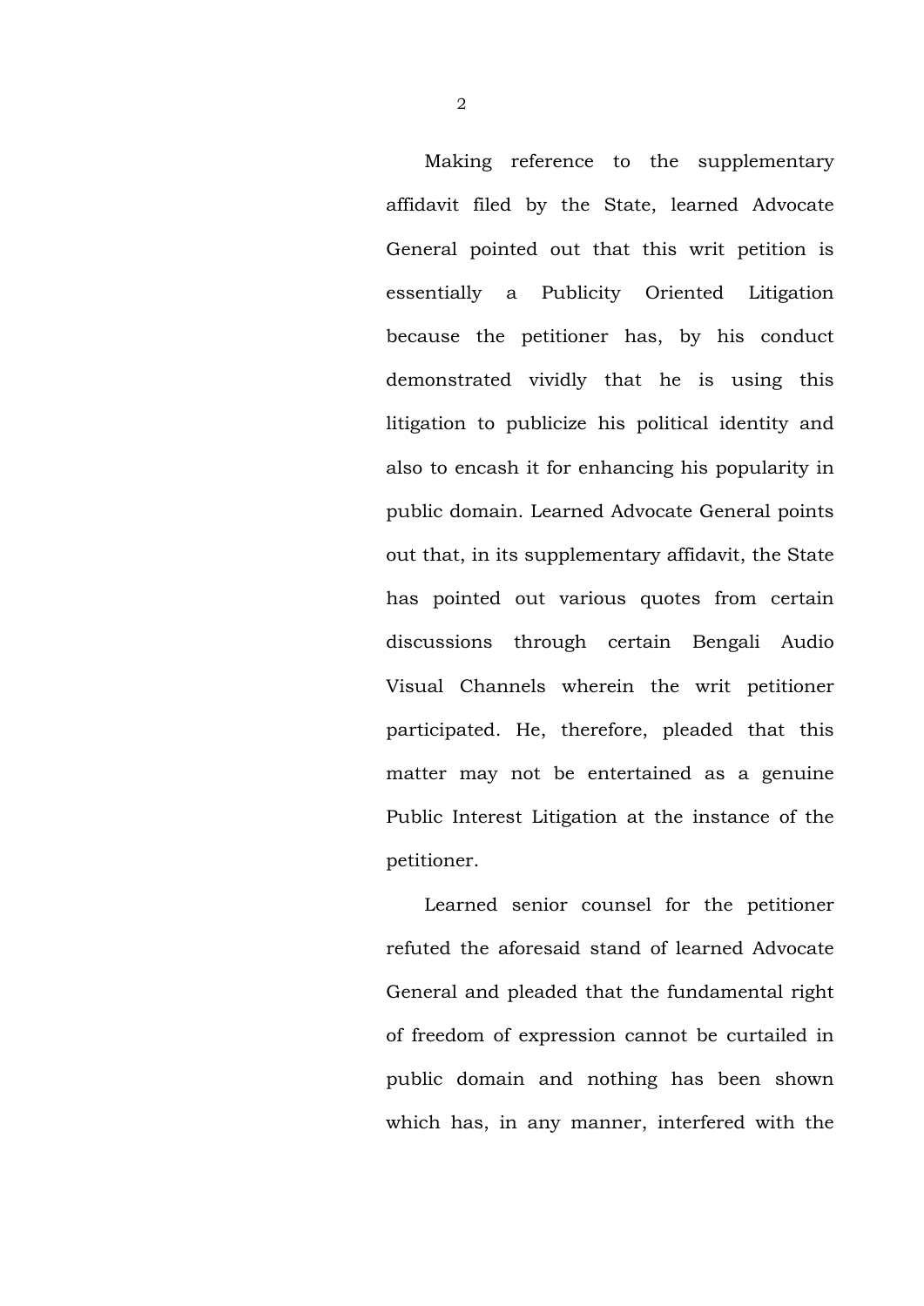Making reference to the supplementary affidavit filed by the State, learned Advocate General pointed out that this writ petition is essentially a Publicity Oriented Litigation because the petitioner has, by his conduct demonstrated vividly that he is using this litigation to publicize his political identity and also to encash it for enhancing his popularity in public domain. Learned Advocate General points out that, in its supplementary affidavit, the State has pointed out various quotes from certain discussions through certain Bengali Audio Visual Channels wherein the writ petitioner participated. He, therefore, pleaded that this matter may not be entertained as a genuine Public Interest Litigation at the instance of the petitioner.

Learned senior counsel for the petitioner refuted the aforesaid stand of learned Advocate General and pleaded that the fundamental right of freedom of expression cannot be curtailed in public domain and nothing has been shown which has, in any manner, interfered with the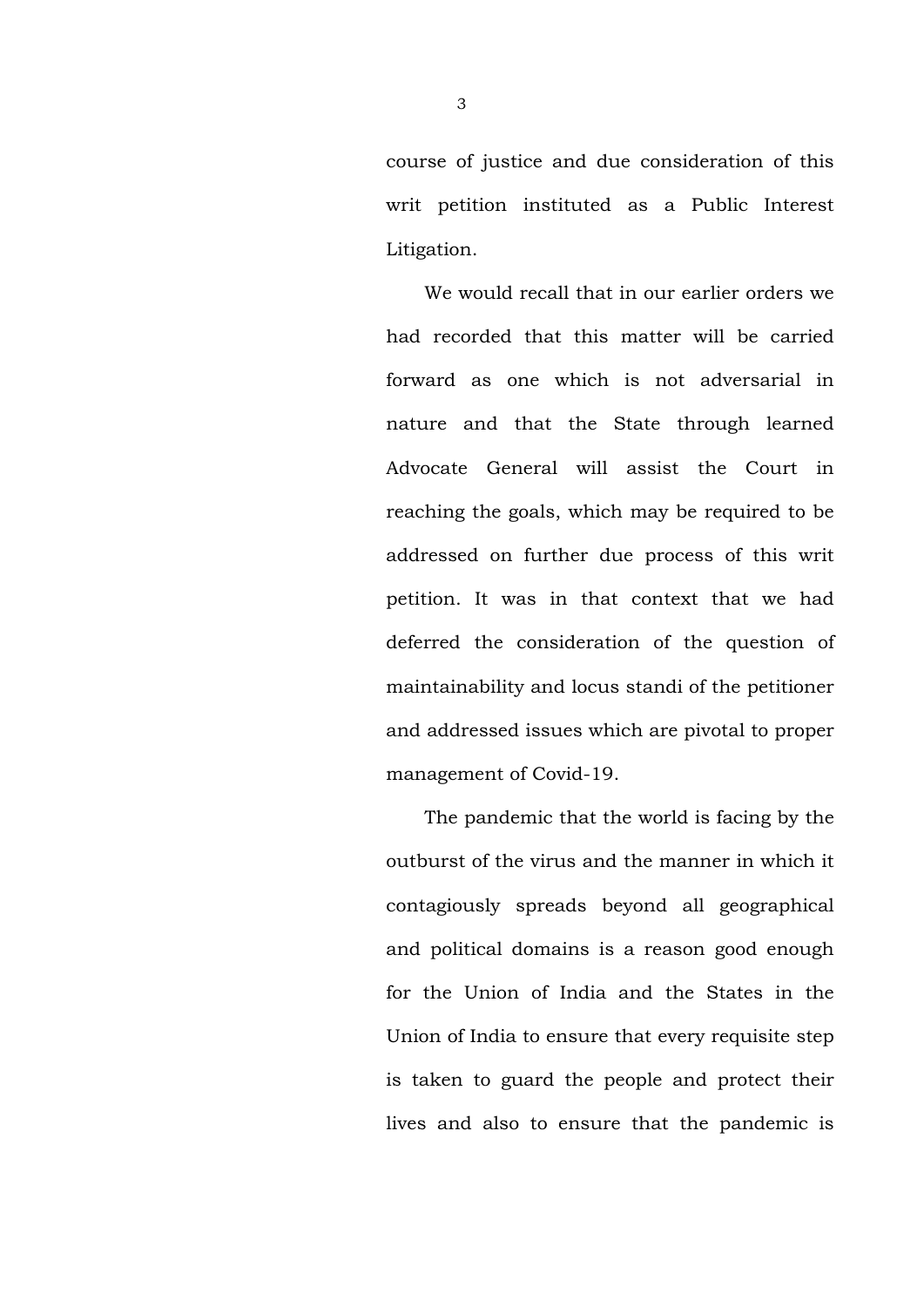course of justice and due consideration of this writ petition instituted as a Public Interest Litigation.

We would recall that in our earlier orders we had recorded that this matter will be carried forward as one which is not adversarial in nature and that the State through learned Advocate General will assist the Court in reaching the goals, which may be required to be addressed on further due process of this writ petition. It was in that context that we had deferred the consideration of the question of maintainability and locus standi of the petitioner and addressed issues which are pivotal to proper management of Covid-19.

The pandemic that the world is facing by the outburst of the virus and the manner in which it contagiously spreads beyond all geographical and political domains is a reason good enough for the Union of India and the States in the Union of India to ensure that every requisite step is taken to guard the people and protect their lives and also to ensure that the pandemic is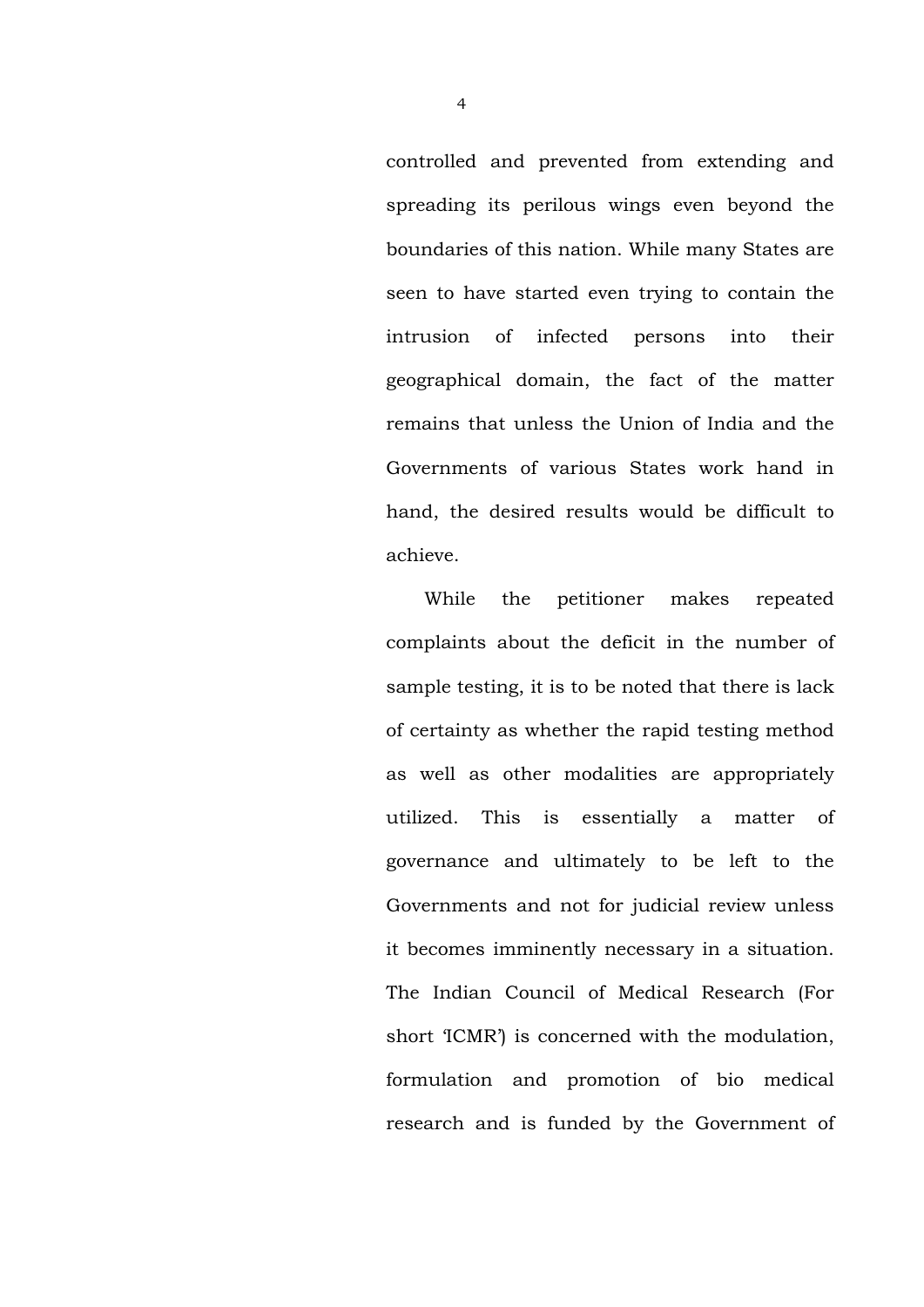controlled and prevented from extending and spreading its perilous wings even beyond the boundaries of this nation. While many States are seen to have started even trying to contain the intrusion of infected persons into their geographical domain, the fact of the matter remains that unless the Union of India and the Governments of various States work hand in hand, the desired results would be difficult to achieve.

While the petitioner makes repeated complaints about the deficit in the number of sample testing, it is to be noted that there is lack of certainty as whether the rapid testing method as well as other modalities are appropriately utilized. This is essentially a matter of governance and ultimately to be left to the Governments and not for judicial review unless it becomes imminently necessary in a situation. The Indian Council of Medical Research (For short 'ICMR') is concerned with the modulation, formulation and promotion of bio medical research and is funded by the Government of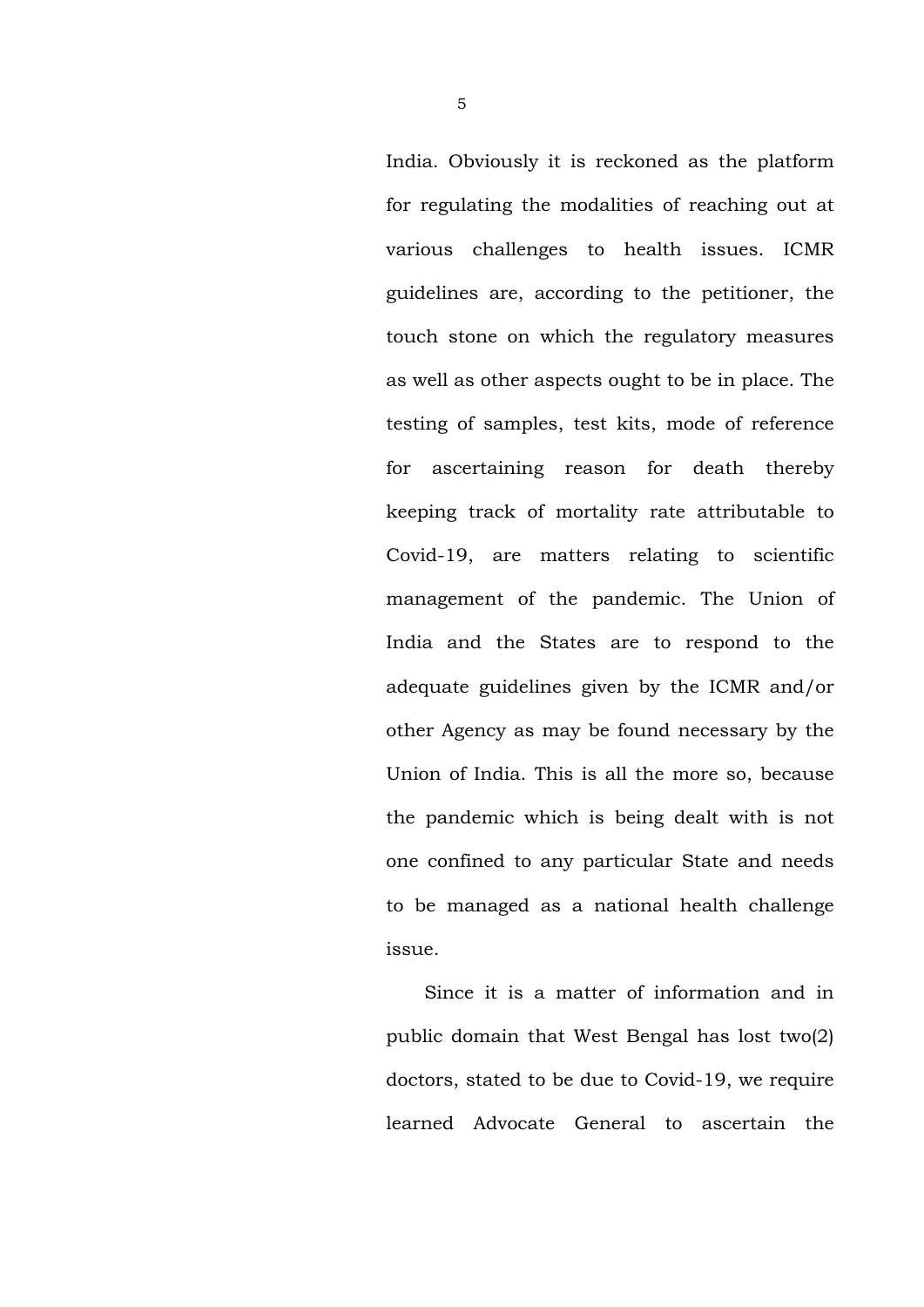India. Obviously it is reckoned as the platform for regulating the modalities of reaching out at various challenges to health issues. ICMR guidelines are, according to the petitioner, the touch stone on which the regulatory measures as well as other aspects ought to be in place. The testing of samples, test kits, mode of reference for ascertaining reason for death thereby keeping track of mortality rate attributable to Covid-19, are matters relating to scientific management of the pandemic. The Union of India and the States are to respond to the adequate guidelines given by the ICMR and/or other Agency as may be found necessary by the Union of India. This is all the more so, because the pandemic which is being dealt with is not one confined to any particular State and needs to be managed as a national health challenge issue.

Since it is a matter of information and in public domain that West Bengal has lost two(2) doctors, stated to be due to Covid-19, we require learned Advocate General to ascertain the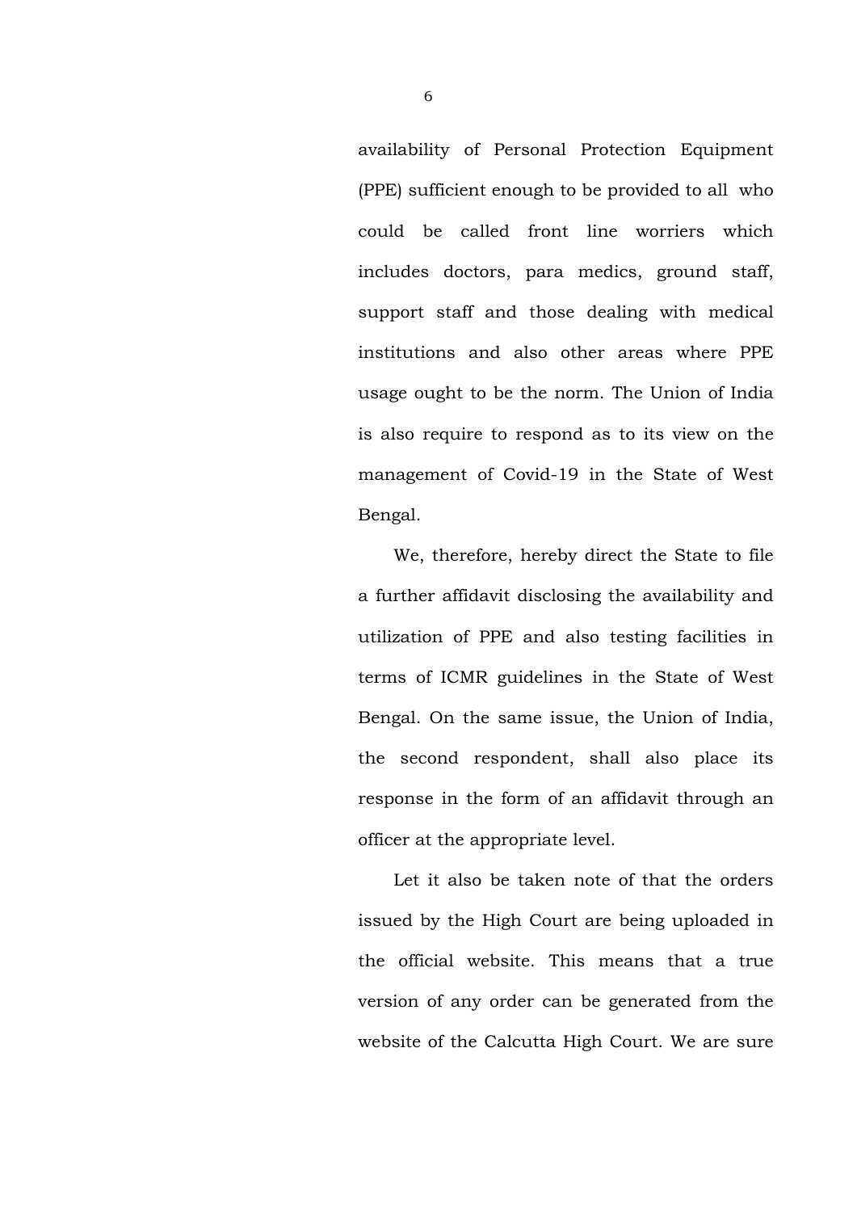availability of Personal Protection Equipment (PPE) sufficient enough to be provided to all who could be called front line worriers which includes doctors, para medics, ground staff, support staff and those dealing with medical institutions and also other areas where PPE usage ought to be the norm. The Union of India is also require to respond as to its view on the management of Covid-19 in the State of West Bengal.

We, therefore, hereby direct the State to file a further affidavit disclosing the availability and utilization of PPE and also testing facilities in terms of ICMR guidelines in the State of West Bengal. On the same issue, the Union of India, the second respondent, shall also place its response in the form of an affidavit through an officer at the appropriate level.

Let it also be taken note of that the orders issued by the High Court are being uploaded in the official website. This means that a true version of any order can be generated from the website of the Calcutta High Court. We are sure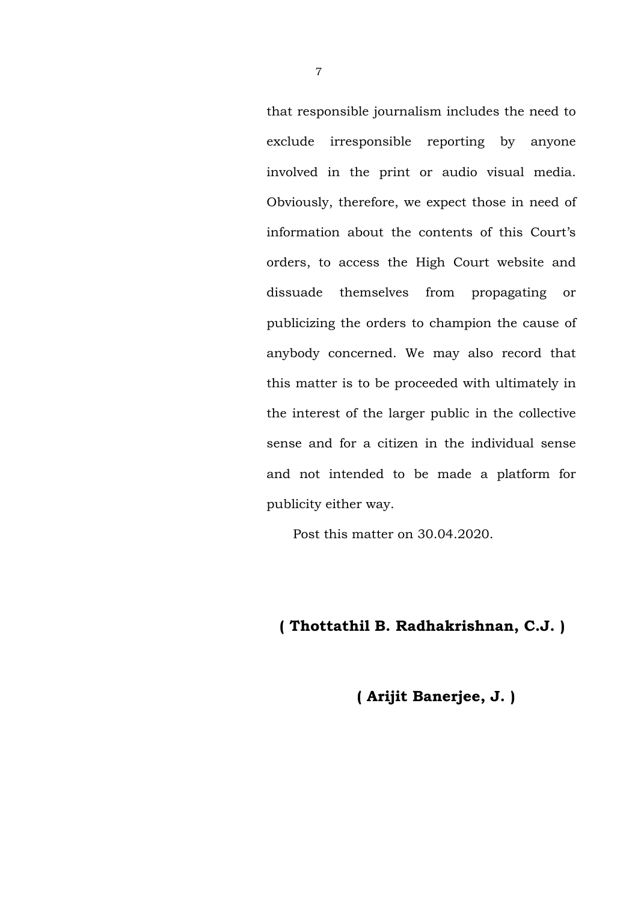that responsible journalism includes the need to exclude irresponsible reporting by anyone involved in the print or audio visual media. Obviously, therefore, we expect those in need of information about the contents of this Court's orders, to access the High Court website and dissuade themselves from propagating or publicizing the orders to champion the cause of anybody concerned. We may also record that this matter is to be proceeded with ultimately in the interest of the larger public in the collective sense and for a citizen in the individual sense and not intended to be made a platform for publicity either way.

Post this matter on 30.04.2020.

**( Thottathil B. Radhakrishnan, C.J. )**

**( Arijit Banerjee, J. )**